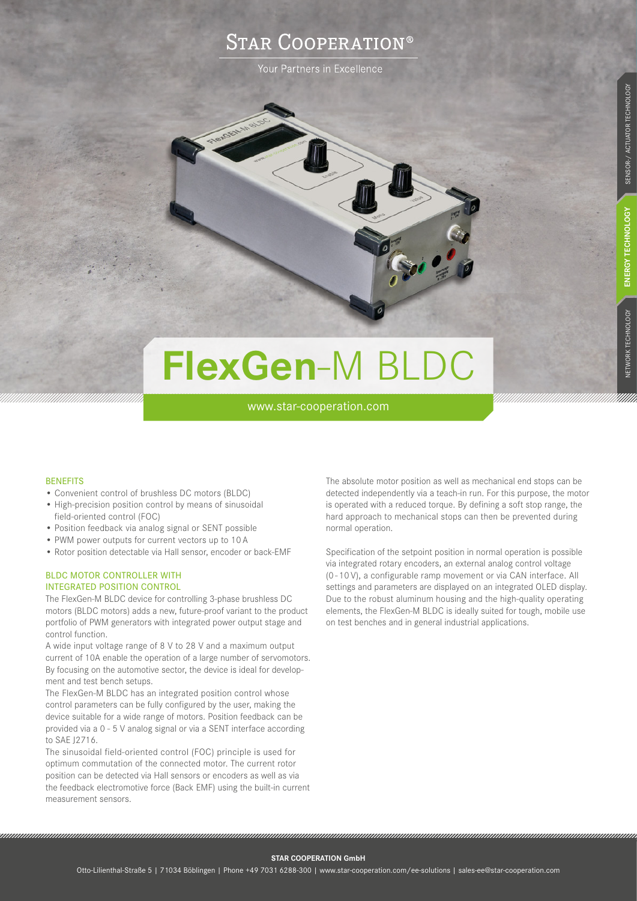# STAR COOPERATION®

Your Partners in Excellence

# **FlexGen**-M BLDC

www.star-cooperation.com

### BENEFITS

- Convenient control of brushless DC motors (BLDC)
- High-precision position control by means of sinusoidal field-oriented control (FOC)
- Position feedback via analog signal or SENT possible
- PWM power outputs for current vectors up to 10 A
- Rotor position detectable via Hall sensor, encoder or back-EMF

### BLDC MOTOR CONTROLLER WITH INTEGRATED POSITION CONTROL

The FlexGen-M BLDC device for controlling 3-phase brushless DC motors (BLDC motors) adds a new, future-proof variant to the product portfolio of PWM generators with integrated power output stage and control function.

A wide input voltage range of 8 V to 28 V and a maximum output current of 10A enable the operation of a large number of servomotors. By focusing on the automotive sector, the device is ideal for development and test bench setups.

The FlexGen-M BLDC has an integrated position control whose control parameters can be fully configured by the user, making the device suitable for a wide range of motors. Position feedback can be provided via a 0 - 5 V analog signal or via a SENT interface according to SAE J2716.

The sinusoidal field-oriented control (FOC) principle is used for optimum commutation of the connected motor. The current rotor position can be detected via Hall sensors or encoders as well as via the feedback electromotive force (Back EMF) using the built-in current measurement sensors.

The absolute motor position as well as mechanical end stops can be detected independently via a teach-in run. For this purpose, the motor is operated with a reduced torque. By defining a soft stop range, the hard approach to mechanical stops can then be prevented during normal operation.

Specification of the setpoint position in normal operation is possible via integrated rotary encoders, an external analog control voltage (0 - 10 V), a configurable ramp movement or via CAN interface. All settings and parameters are displayed on an integrated OLED display. Due to the robust aluminum housing and the high-quality operating elements, the FlexGen-M BLDC is ideally suited for tough, mobile use on test benches and in general industrial applications.

**STAR COOPERATION GmbH**

Otto-Lilienthal-Straße 5 | 71034 Böblingen | Phone +49 7031 6288-300 | www.star-cooperation.com/ee-solutions | sales-ee@star-cooperation.com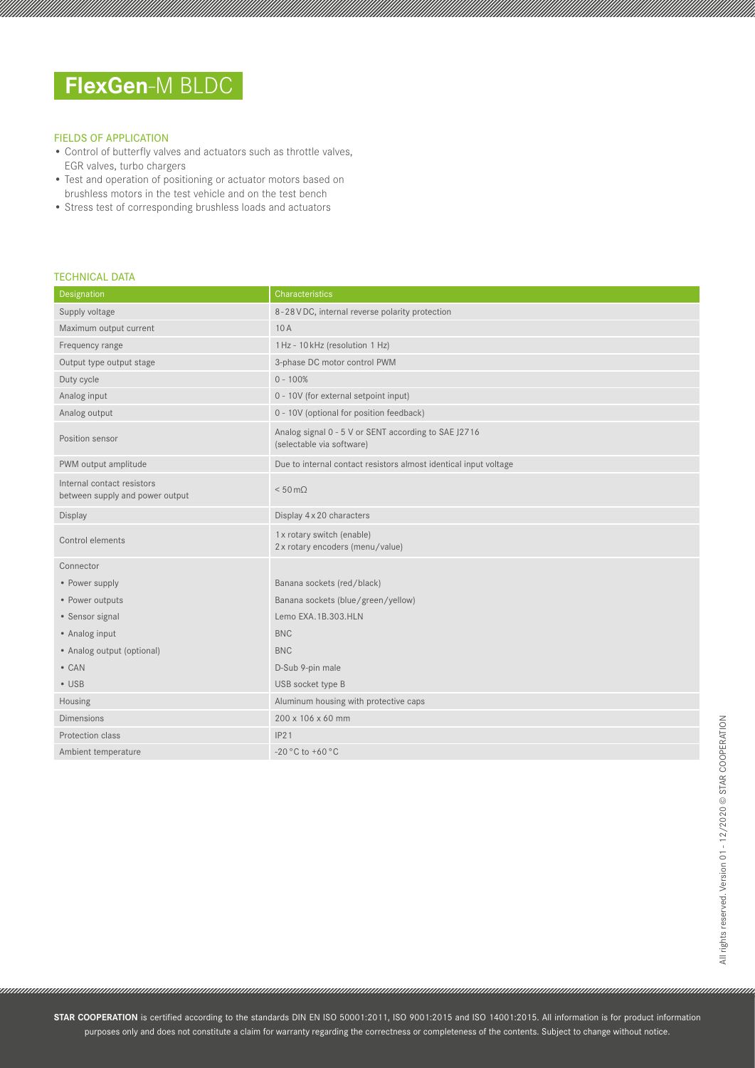# **FlexGen**-M BLDC

## FIELDS OF APPLICATION

- Control of butterfly valves and actuators such as throttle valves, EGR valves, turbo chargers
- Test and operation of positioning or actuator motors based on brushless motors in the test vehicle and on the test bench
- Stress test of corresponding brushless loads and actuators

## TECHNICAL DATA

| Designation | Characteristics |
|---|---|
| Supply voltage | 8 - 28 V DC, internal reverse polarity protection |
| Maximum output current | 10 A |
| Frequency range | 1 Hz - 10 kHz (resolution 1 Hz) |
| Output type output stage | 3-phase DC motor control PWM |
| Duty cycle | 0 - 100% |
| Analog input | 0 - 10V (for external setpoint input) |
| Analog output | 0 - 10V (optional for position feedback) |
| Position sensor | Analog signal 0 - 5 V or SENT according to SAE J2716 (selectable via software) |
| PWM output amplitude | Due to internal contact resistors almost identical input voltage |
| Internal contact resistors between supply and power output | < 50 mΩ |
| Display | Display 4 x 20 characters |
| Control elements | 1 x rotary switch (enable)<br>2 x rotary encoders (menu/value) |
| Connector | |
| • Power supply | Banana sockets (red/black) |
| • Power outputs | Banana sockets (blue/green/yellow) |
| • Sensor signal | Lemo EXA.1B.303.HLN |
| • Analog input | BNC |
| • Analog output (optional) | BNC |
| • CAN | D-Sub 9-pin male |
| • USB | USB socket type B |
| Housing | Aluminum housing with protective caps |
| Dimensions | 200 x 106 x 60 mm |
| Protection class | IP21 |
| Ambient temperature | -20 °C to +60 °C |

All rights reserved. Version 01 - 12/2020 © STAR COOPERATION

**STAR COOPERATION** is certified according to the standards DIN EN ISO 50001:2011, ISO 9001:2015 and ISO 14001:2015. All information is for product information purposes only and does not constitute a claim for warranty regarding the correctness or completeness of the contents. Subject to change without notice.